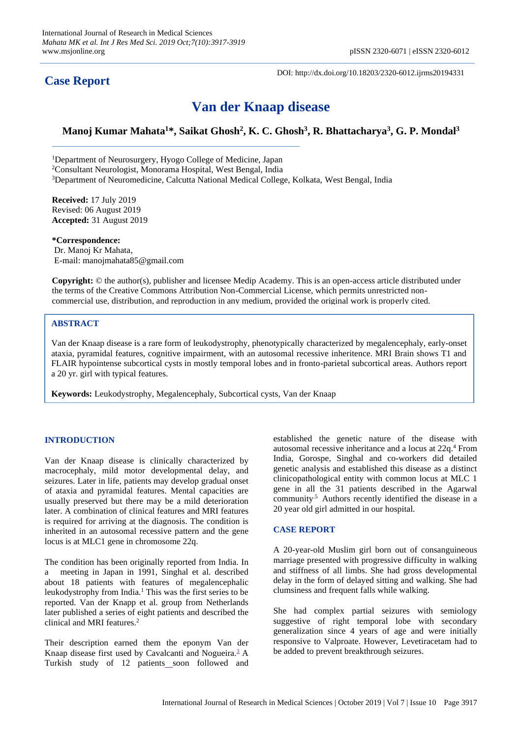**Case Report**

DOI: http://dx.doi.org/10.18203/2320-6012.ijrms20194331

# Van der Knaap disease

**Manoj Kumar Mahata[1]\*, Saikat Ghosh[2], K. C. Ghosh[3], R. Bhattacharya[3], G. P. Mondal[3]**

[1]Department of Neurosurgery, Hyogo College of Medicine, Japan
[2]Consultant Neurologist, Monorama Hospital, West Bengal, India
[3]Department of Neuromedicine, Calcutta National Medical College, Kolkata, West Bengal, India

**Received:** 17 July 2019
Revised: 06 August 2019
**Accepted:** 31 August 2019

**\*Correspondence:**
Dr. Manoj Kr Mahata,
E-mail: manojmahata85@gmail.com

**Copyright:** © the author(s), publisher and licensee Medip Academy. This is an open-access article distributed under the terms of the Creative Commons Attribution Non-Commercial License, which permits unrestricted non-commercial use, distribution, and reproduction in any medium, provided the original work is properly cited.

## ABSTRACT

Van der Knaap disease is a rare form of leukodystrophy, phenotypically characterized by megalencephaly, early-onset ataxia, pyramidal features, cognitive impairment, with an autosomal recessive inheritence. MRI Brain shows T1 and FLAIR hypointense subcortical cysts in mostly temporal lobes and in fronto-parietal subcortical areas. Authors report a 20 yr. girl with typical features.

**Keywords:** Leukodystrophy, Megalencephaly, Subcortical cysts, Van der Knaap

## INTRODUCTION

Van der Knaap disease is clinically characterized by macrocephaly, mild motor developmental delay, and seizures. Later in life, patients may develop gradual onset of ataxia and pyramidal features. Mental capacities are usually preserved but there may be a mild deterioration later. A combination of clinical features and MRI features is required for arriving at the diagnosis. The condition is inherited in an autosomal recessive pattern and the gene locus is at MLC1 gene in chromosome 22q.

The condition has been originally reported from India. In a meeting in Japan in 1991, Singhal et al. described about 18 patients with features of megalencephalic leukodystrophy from India.[1] This was the first series to be reported. Van der Knapp et al. group from Netherlands later published a series of eight patients and described the clinical and MRI features.[2]

Their description earned them the eponym Van der Knaap disease first used by Cavalcanti and Nogueira.[3] A Turkish study of 12 patients soon followed and established the genetic nature of the disease with autosomal recessive inheritance and a locus at 22q.[4] From India, Gorospe, Singhal and co-workers did detailed genetic analysis and established this disease as a distinct clinicopathological entity with common locus at MLC 1 gene in all the 31 patients described in the Agarwal community.[5] Authors recently identified the disease in a 20 year old girl admitted in our hospital.

## CASE REPORT

A 20-year-old Muslim girl born out of consanguineous marriage presented with progressive difficulty in walking and stiffness of all limbs. She had gross developmental delay in the form of delayed sitting and walking. She had clumsiness and frequent falls while walking.

She had complex partial seizures with semiology suggestive of right temporal lobe with secondary generalization since 4 years of age and were initially responsive to Valproate. However, Levetiracetam had to be added to prevent breakthrough seizures.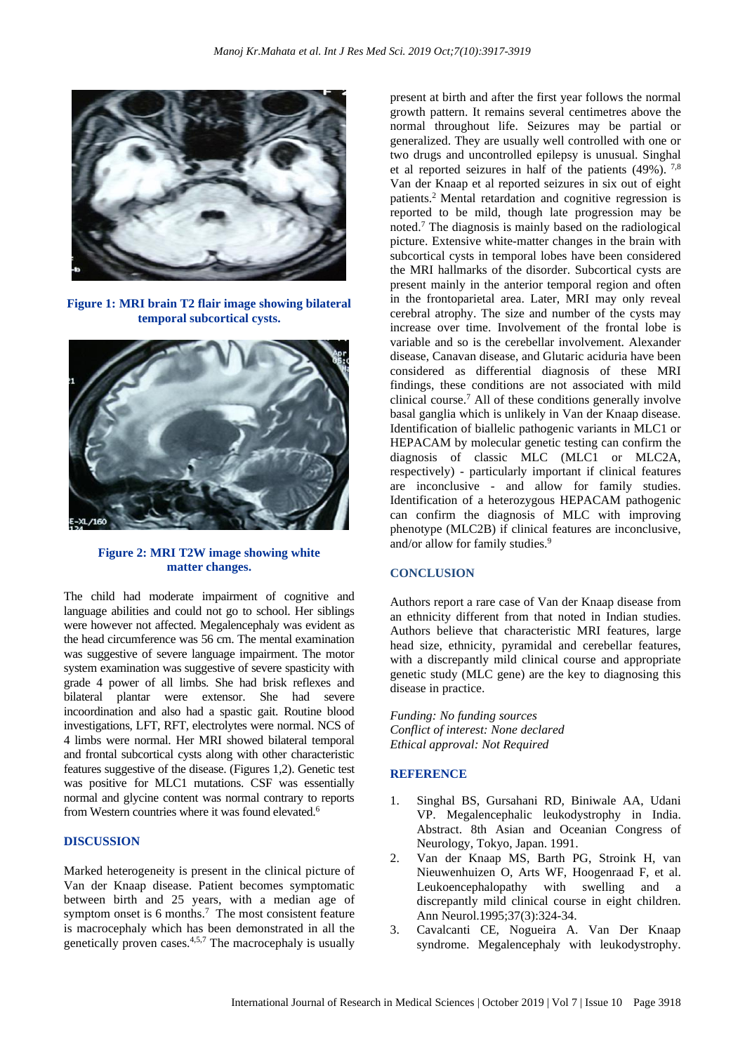**Figure 1: MRI brain T2 flair image showing bilateral temporal subcortical cysts.**

**Figure 2: MRI T2W image showing white matter changes.**

The child had moderate impairment of cognitive and language abilities and could not go to school. Her siblings were however not affected. Megalencephaly was evident as the head circumference was 56 cm. The mental examination was suggestive of severe language impairment. The motor system examination was suggestive of severe spasticity with grade 4 power of all limbs. She had brisk reflexes and bilateral plantar were extensor. She had severe incoordination and also had a spastic gait. Routine blood investigations, LFT, RFT, electrolytes were normal. NCS of 4 limbs were normal. Her MRI showed bilateral temporal and frontal subcortical cysts along with other characteristic features suggestive of the disease. (Figures 1,2). Genetic test was positive for MLC1 mutations. CSF was essentially normal and glycine content was normal contrary to reports from Western countries where it was found elevated.[6]

## DISCUSSION

Marked heterogeneity is present in the clinical picture of Van der Knaap disease. Patient becomes symptomatic between birth and 25 years, with a median age of symptom onset is 6 months.[7] The most consistent feature is macrocephaly which has been demonstrated in all the genetically proven cases.[4,5,7] The macrocephaly is usually present at birth and after the first year follows the normal growth pattern. It remains several centimetres above the normal throughout life. Seizures may be partial or generalized. They are usually well controlled with one or two drugs and uncontrolled epilepsy is unusual. Singhal et al reported seizures in half of the patients (49%).[7,8] Van der Knaap et al reported seizures in six out of eight patients.[2] Mental retardation and cognitive regression is reported to be mild, though late progression may be noted.[7] The diagnosis is mainly based on the radiological picture. Extensive white-matter changes in the brain with subcortical cysts in temporal lobes have been considered the MRI hallmarks of the disorder. Subcortical cysts are present mainly in the anterior temporal region and often in the frontoparietal area. Later, MRI may only reveal cerebral atrophy. The size and number of the cysts may increase over time. Involvement of the frontal lobe is variable and so is the cerebellar involvement. Alexander disease, Canavan disease, and Glutaric aciduria have been considered as differential diagnosis of these MRI findings, these conditions are not associated with mild clinical course.[7] All of these conditions generally involve basal ganglia which is unlikely in Van der Knaap disease. Identification of biallelic pathogenic variants in MLC1 or HEPACAM by molecular genetic testing can confirm the diagnosis of classic MLC (MLC1 or MLC2A, respectively) - particularly important if clinical features are inconclusive - and allow for family studies. Identification of a heterozygous HEPACAM pathogenic can confirm the diagnosis of MLC with improving phenotype (MLC2B) if clinical features are inconclusive, and/or allow for family studies.[9]

## CONCLUSION

Authors report a rare case of Van der Knaap disease from an ethnicity different from that noted in Indian studies. Authors believe that characteristic MRI features, large head size, ethnicity, pyramidal and cerebellar features, with a discrepantly mild clinical course and appropriate genetic study (MLC gene) are the key to diagnosing this disease in practice.

*Funding: No funding sources*
*Conflict of interest: None declared*
*Ethical approval: Not Required*

## REFERENCE

1. Singhal BS, Gursahani RD, Biniwale AA, Udani VP. Megalencephalic leukodystrophy in India. Abstract. 8th Asian and Oceanian Congress of Neurology, Tokyo, Japan. 1991.
2. Van der Knaap MS, Barth PG, Stroink H, van Nieuwenhuizen O, Arts WF, Hoogenraad F, et al. Leukoencephalopathy with swelling and a discrepantly mild clinical course in eight children. Ann Neurol.1995;37(3):324-34.
3. Cavalcanti CE, Nogueira A. Van Der Knaap syndrome. Megalencephaly with leukodystrophy.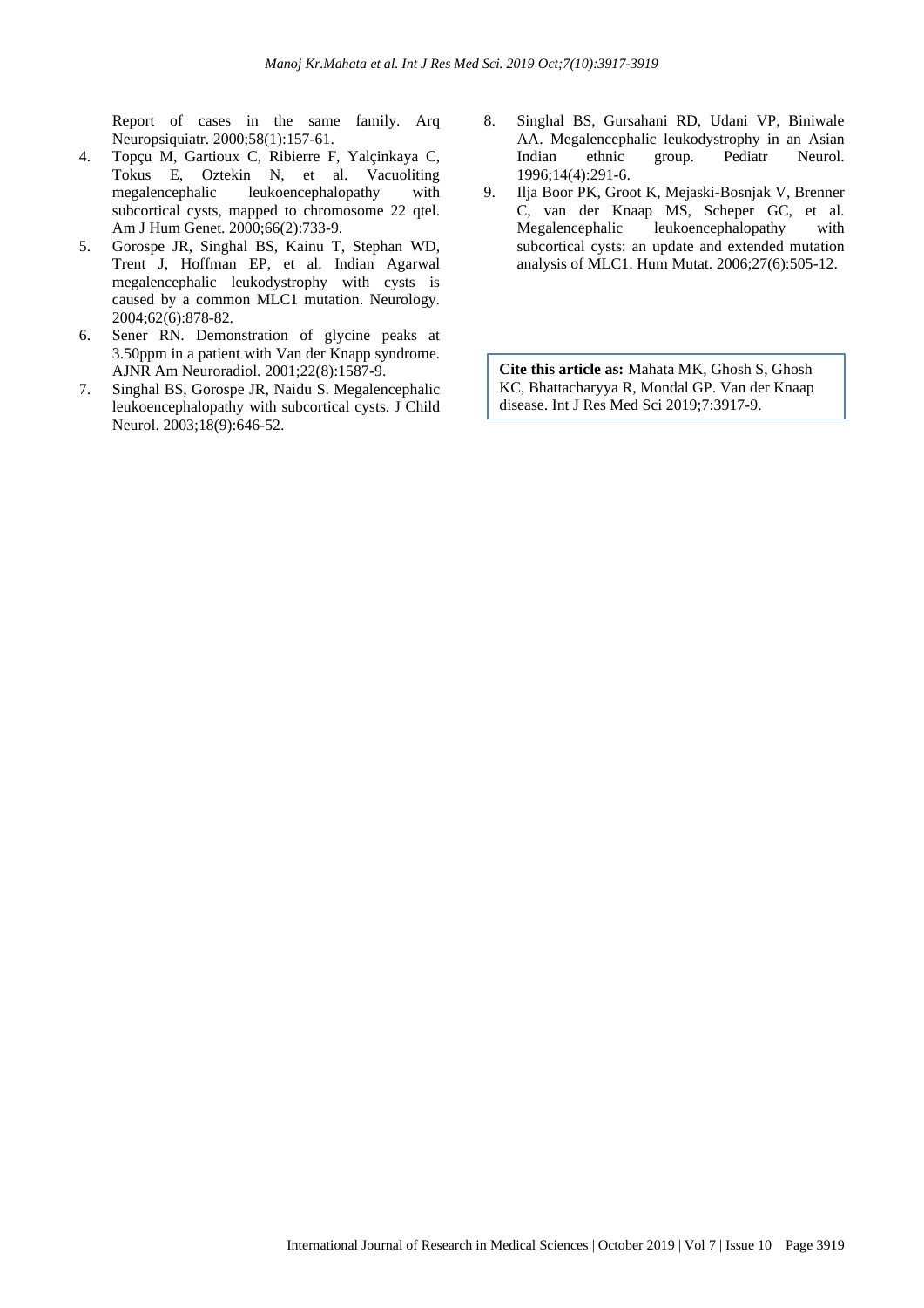Report of cases in the same family. Arq Neuropsiquiatr. 2000;58(1):157-61.

4. Topçu M, Gartioux C, Ribierre F, Yalçinkaya C, Tokus E, Oztekin N, et al. Vacuoliting megalencephalic leukoencephalopathy with subcortical cysts, mapped to chromosome 22 qtel. Am J Hum Genet. 2000;66(2):733-9.
5. Gorospe JR, Singhal BS, Kainu T, Stephan WD, Trent J, Hoffman EP, et al. Indian Agarwal megalencephalic leukodystrophy with cysts is caused by a common MLC1 mutation. Neurology. 2004;62(6):878-82.
6. Sener RN. Demonstration of glycine peaks at 3.50ppm in a patient with Van der Knapp syndrome. AJNR Am Neuroradiol. 2001;22(8):1587-9.
7. Singhal BS, Gorospe JR, Naidu S. Megalencephalic leukoencephalopathy with subcortical cysts. J Child Neurol. 2003;18(9):646-52.
8. Singhal BS, Gursahani RD, Udani VP, Biniwale AA. Megalencephalic leukodystrophy in an Asian Indian ethnic group. Pediatr Neurol. 1996;14(4):291-6.
9. Ilja Boor PK, Groot K, Mejaski-Bosnjak V, Brenner C, van der Knaap MS, Scheper GC, et al. Megalencephalic leukoencephalopathy with subcortical cysts: an update and extended mutation analysis of MLC1. Hum Mutat. 2006;27(6):505-12.

**Cite this article as:** Mahata MK, Ghosh S, Ghosh KC, Bhattacharyya R, Mondal GP. Van der Knaap disease. Int J Res Med Sci 2019;7:3917-9.